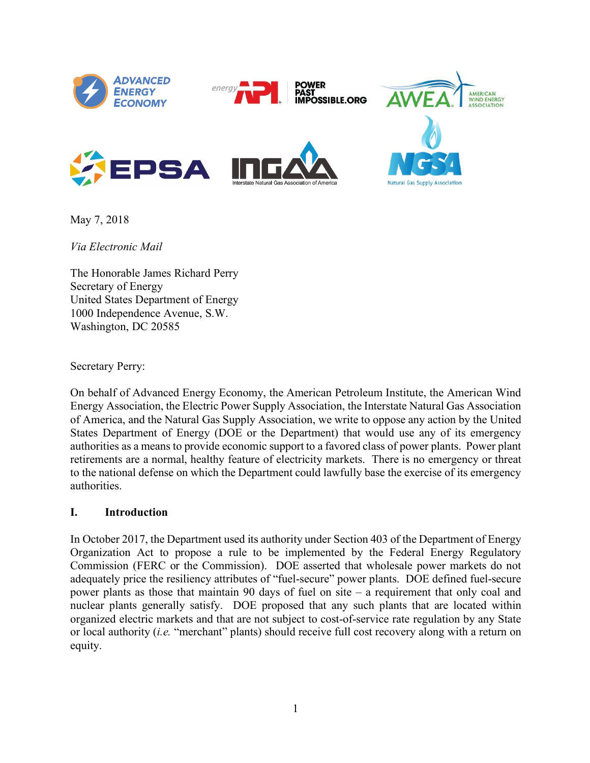May 7, 2018

*Via Electronic Mail*

The Honorable James Richard Perry
Secretary of Energy
United States Department of Energy
1000 Independence Avenue, S.W.
Washington, DC 20585

Secretary Perry:

On behalf of Advanced Energy Economy, the American Petroleum Institute, the American Wind Energy Association, the Electric Power Supply Association, the Interstate Natural Gas Association of America, and the Natural Gas Supply Association, we write to oppose any action by the United States Department of Energy (DOE or the Department) that would use any of its emergency authorities as a means to provide economic support to a favored class of power plants. Power plant retirements are a normal, healthy feature of electricity markets. There is no emergency or threat to the national defense on which the Department could lawfully base the exercise of its emergency authorities.

## I. Introduction

In October 2017, the Department used its authority under Section 403 of the Department of Energy Organization Act to propose a rule to be implemented by the Federal Energy Regulatory Commission (FERC or the Commission). DOE asserted that wholesale power markets do not adequately price the resiliency attributes of "fuel-secure" power plants. DOE defined fuel-secure power plants as those that maintain 90 days of fuel on site – a requirement that only coal and nuclear plants generally satisfy. DOE proposed that any such plants that are located within organized electric markets and that are not subject to cost-of-service rate regulation by any State or local authority (*i.e.* "merchant" plants) should receive full cost recovery along with a return on equity.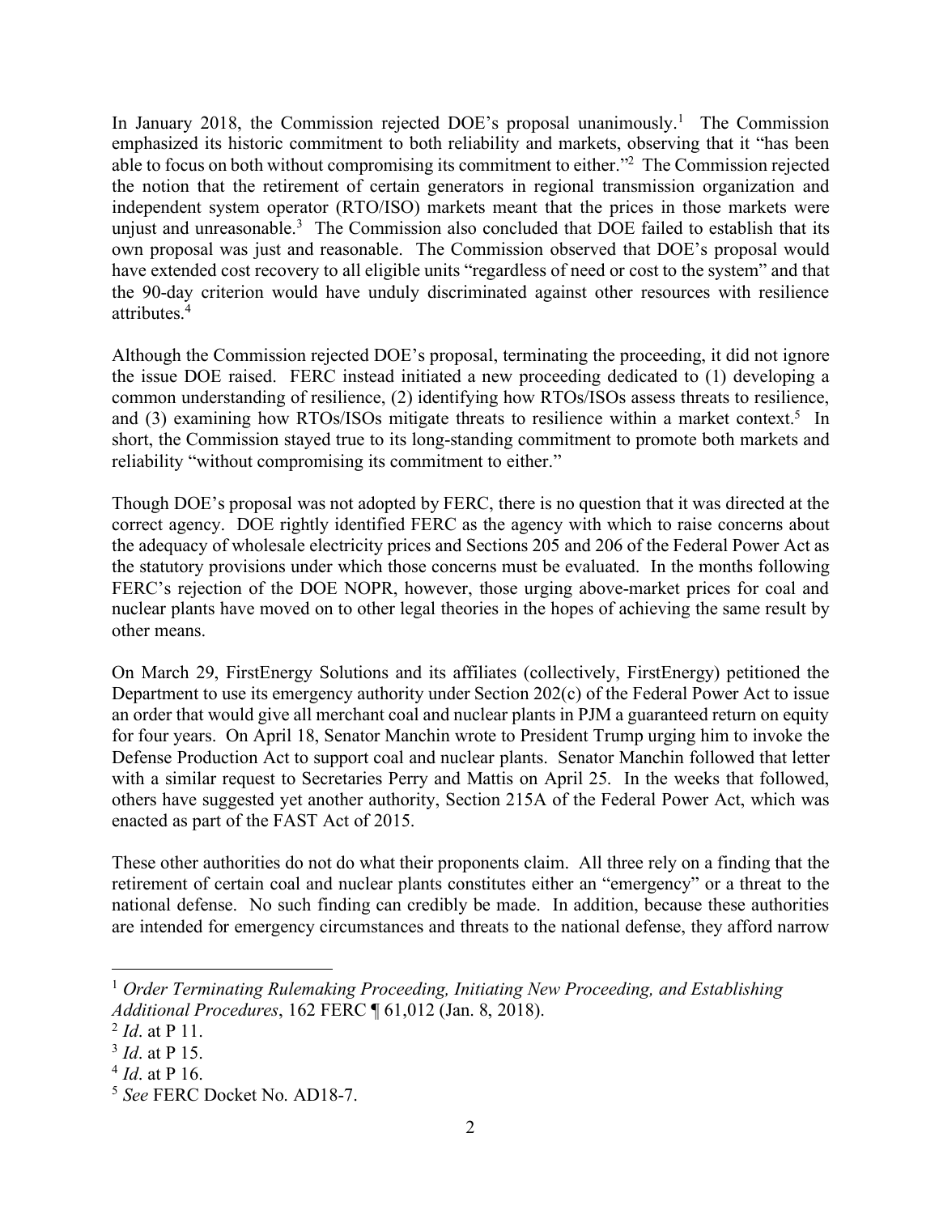In January 2018, the Commission rejected DOE's proposal unanimously.[1] The Commission emphasized its historic commitment to both reliability and markets, observing that it "has been able to focus on both without compromising its commitment to either."[2] The Commission rejected the notion that the retirement of certain generators in regional transmission organization and independent system operator (RTO/ISO) markets meant that the prices in those markets were unjust and unreasonable.[3] The Commission also concluded that DOE failed to establish that its own proposal was just and reasonable. The Commission observed that DOE's proposal would have extended cost recovery to all eligible units "regardless of need or cost to the system" and that the 90-day criterion would have unduly discriminated against other resources with resilience attributes.[4]

Although the Commission rejected DOE's proposal, terminating the proceeding, it did not ignore the issue DOE raised. FERC instead initiated a new proceeding dedicated to (1) developing a common understanding of resilience, (2) identifying how RTOs/ISOs assess threats to resilience, and (3) examining how RTOs/ISOs mitigate threats to resilience within a market context.[5] In short, the Commission stayed true to its long-standing commitment to promote both markets and reliability "without compromising its commitment to either."

Though DOE's proposal was not adopted by FERC, there is no question that it was directed at the correct agency. DOE rightly identified FERC as the agency with which to raise concerns about the adequacy of wholesale electricity prices and Sections 205 and 206 of the Federal Power Act as the statutory provisions under which those concerns must be evaluated. In the months following FERC's rejection of the DOE NOPR, however, those urging above-market prices for coal and nuclear plants have moved on to other legal theories in the hopes of achieving the same result by other means.

On March 29, FirstEnergy Solutions and its affiliates (collectively, FirstEnergy) petitioned the Department to use its emergency authority under Section 202(c) of the Federal Power Act to issue an order that would give all merchant coal and nuclear plants in PJM a guaranteed return on equity for four years. On April 18, Senator Manchin wrote to President Trump urging him to invoke the Defense Production Act to support coal and nuclear plants. Senator Manchin followed that letter with a similar request to Secretaries Perry and Mattis on April 25. In the weeks that followed, others have suggested yet another authority, Section 215A of the Federal Power Act, which was enacted as part of the FAST Act of 2015.

These other authorities do not do what their proponents claim. All three rely on a finding that the retirement of certain coal and nuclear plants constitutes either an "emergency" or a threat to the national defense. No such finding can credibly be made. In addition, because these authorities are intended for emergency circumstances and threats to the national defense, they afford narrow

[1] *Order Terminating Rulemaking Proceeding, Initiating New Proceeding, and Establishing Additional Procedures*, 162 FERC ¶ 61,012 (Jan. 8, 2018).

[2] *Id*. at P 11.

[3] *Id*. at P 15.

[4] *Id*. at P 16.

[5] *See* FERC Docket No. AD18-7.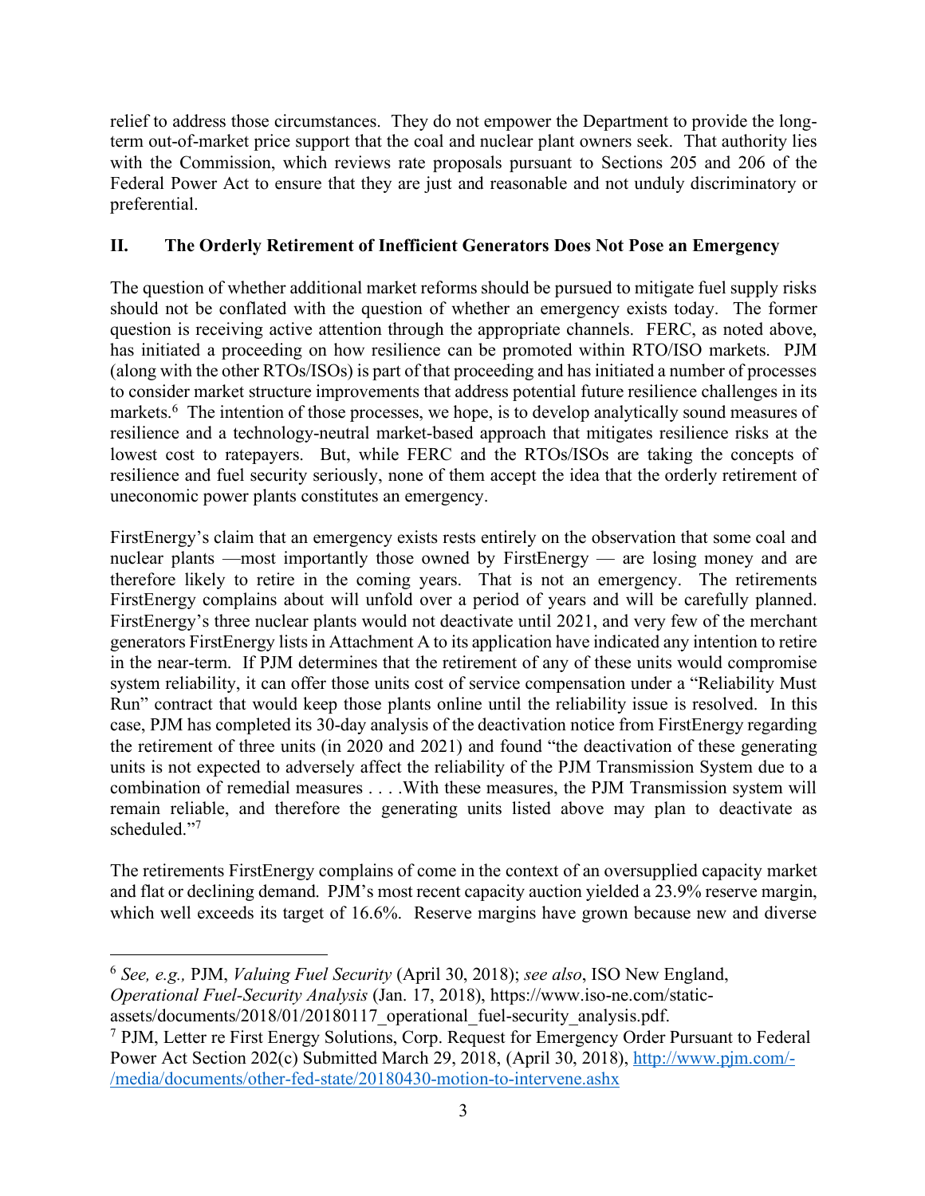relief to address those circumstances. They do not empower the Department to provide the long-term out-of-market price support that the coal and nuclear plant owners seek. That authority lies with the Commission, which reviews rate proposals pursuant to Sections 205 and 206 of the Federal Power Act to ensure that they are just and reasonable and not unduly discriminatory or preferential.

## II. The Orderly Retirement of Inefficient Generators Does Not Pose an Emergency

The question of whether additional market reforms should be pursued to mitigate fuel supply risks should not be conflated with the question of whether an emergency exists today. The former question is receiving active attention through the appropriate channels. FERC, as noted above, has initiated a proceeding on how resilience can be promoted within RTO/ISO markets. PJM (along with the other RTOs/ISOs) is part of that proceeding and has initiated a number of processes to consider market structure improvements that address potential future resilience challenges in its markets.[6] The intention of those processes, we hope, is to develop analytically sound measures of resilience and a technology-neutral market-based approach that mitigates resilience risks at the lowest cost to ratepayers. But, while FERC and the RTOs/ISOs are taking the concepts of resilience and fuel security seriously, none of them accept the idea that the orderly retirement of uneconomic power plants constitutes an emergency.

FirstEnergy's claim that an emergency exists rests entirely on the observation that some coal and nuclear plants —most importantly those owned by FirstEnergy — are losing money and are therefore likely to retire in the coming years. That is not an emergency. The retirements FirstEnergy complains about will unfold over a period of years and will be carefully planned. FirstEnergy's three nuclear plants would not deactivate until 2021, and very few of the merchant generators FirstEnergy lists in Attachment A to its application have indicated any intention to retire in the near-term. If PJM determines that the retirement of any of these units would compromise system reliability, it can offer those units cost of service compensation under a "Reliability Must Run" contract that would keep those plants online until the reliability issue is resolved. In this case, PJM has completed its 30-day analysis of the deactivation notice from FirstEnergy regarding the retirement of three units (in 2020 and 2021) and found "the deactivation of these generating units is not expected to adversely affect the reliability of the PJM Transmission System due to a combination of remedial measures . . . .With these measures, the PJM Transmission system will remain reliable, and therefore the generating units listed above may plan to deactivate as scheduled."[7]

The retirements FirstEnergy complains of come in the context of an oversupplied capacity market and flat or declining demand. PJM's most recent capacity auction yielded a 23.9% reserve margin, which well exceeds its target of 16.6%. Reserve margins have grown because new and diverse

---

[6] *See, e.g.,* PJM, *Valuing Fuel Security* (April 30, 2018); *see also*, ISO New England, *Operational Fuel-Security Analysis* (Jan. 17, 2018), https://www.iso-ne.com/static-assets/documents/2018/01/20180117_operational_fuel-security_analysis.pdf.

[7] PJM, Letter re First Energy Solutions, Corp. Request for Emergency Order Pursuant to Federal Power Act Section 202(c) Submitted March 29, 2018, (April 30, 2018), http://www.pjm.com/-/media/documents/other-fed-state/20180430-motion-to-intervene.ashx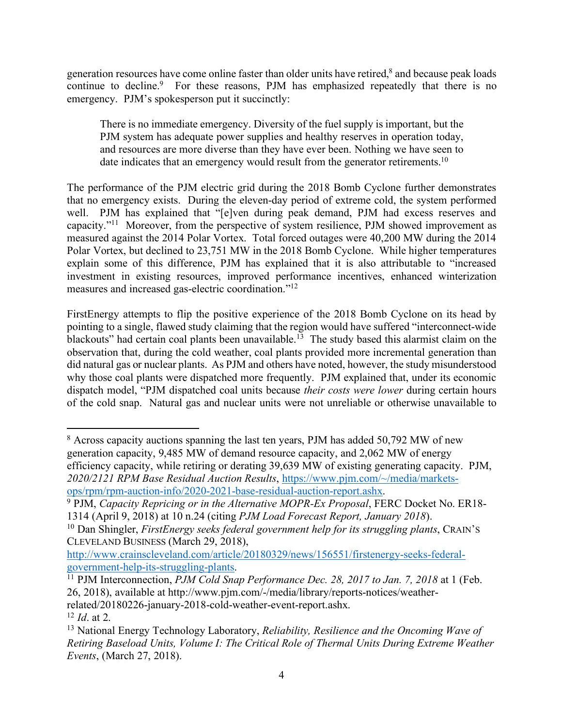generation resources have come online faster than older units have retired,[8] and because peak loads continue to decline.[9] For these reasons, PJM has emphasized repeatedly that there is no emergency. PJM's spokesperson put it succinctly:

> There is no immediate emergency. Diversity of the fuel supply is important, but the PJM system has adequate power supplies and healthy reserves in operation today, and resources are more diverse than they have ever been. Nothing we have seen to date indicates that an emergency would result from the generator retirements.[10]

The performance of the PJM electric grid during the 2018 Bomb Cyclone further demonstrates that no emergency exists. During the eleven-day period of extreme cold, the system performed well. PJM has explained that "[e]ven during peak demand, PJM had excess reserves and capacity."[11] Moreover, from the perspective of system resilience, PJM showed improvement as measured against the 2014 Polar Vortex. Total forced outages were 40,200 MW during the 2014 Polar Vortex, but declined to 23,751 MW in the 2018 Bomb Cyclone. While higher temperatures explain some of this difference, PJM has explained that it is also attributable to "increased investment in existing resources, improved performance incentives, enhanced winterization measures and increased gas-electric coordination."[12]

FirstEnergy attempts to flip the positive experience of the 2018 Bomb Cyclone on its head by pointing to a single, flawed study claiming that the region would have suffered "interconnect-wide blackouts" had certain coal plants been unavailable.[13] The study based this alarmist claim on the observation that, during the cold weather, coal plants provided more incremental generation than did natural gas or nuclear plants. As PJM and others have noted, however, the study misunderstood why those coal plants were dispatched more frequently. PJM explained that, under its economic dispatch model, "PJM dispatched coal units because *their costs were lower* during certain hours of the cold snap. Natural gas and nuclear units were not unreliable or otherwise unavailable to

---

[8] Across capacity auctions spanning the last ten years, PJM has added 50,792 MW of new generation capacity, 9,485 MW of demand resource capacity, and 2,062 MW of energy efficiency capacity, while retiring or derating 39,639 MW of existing generating capacity. PJM, *2020/2121 RPM Base Residual Auction Results*, https://www.pjm.com/~/media/markets-ops/rpm/rpm-auction-info/2020-2021-base-residual-auction-report.ashx.

[9] PJM, *Capacity Repricing or in the Alternative MOPR-Ex Proposal*, FERC Docket No. ER18-1314 (April 9, 2018) at 10 n.24 (citing *PJM Load Forecast Report, January 2018*).

[10] Dan Shingler, *FirstEnergy seeks federal government help for its struggling plants*, CRAIN'S CLEVELAND BUSINESS (March 29, 2018), http://www.crainscleveland.com/article/20180329/news/156551/firstenergy-seeks-federal-government-help-its-struggling-plants.

[11] PJM Interconnection, *PJM Cold Snap Performance Dec. 28, 2017 to Jan. 7, 2018* at 1 (Feb. 26, 2018), available at http://www.pjm.com/-/media/library/reports-notices/weather-related/20180226-january-2018-cold-weather-event-report.ashx.

[12] *Id*. at 2.

[13] National Energy Technology Laboratory, *Reliability, Resilience and the Oncoming Wave of Retiring Baseload Units, Volume I: The Critical Role of Thermal Units During Extreme Weather Events*, (March 27, 2018).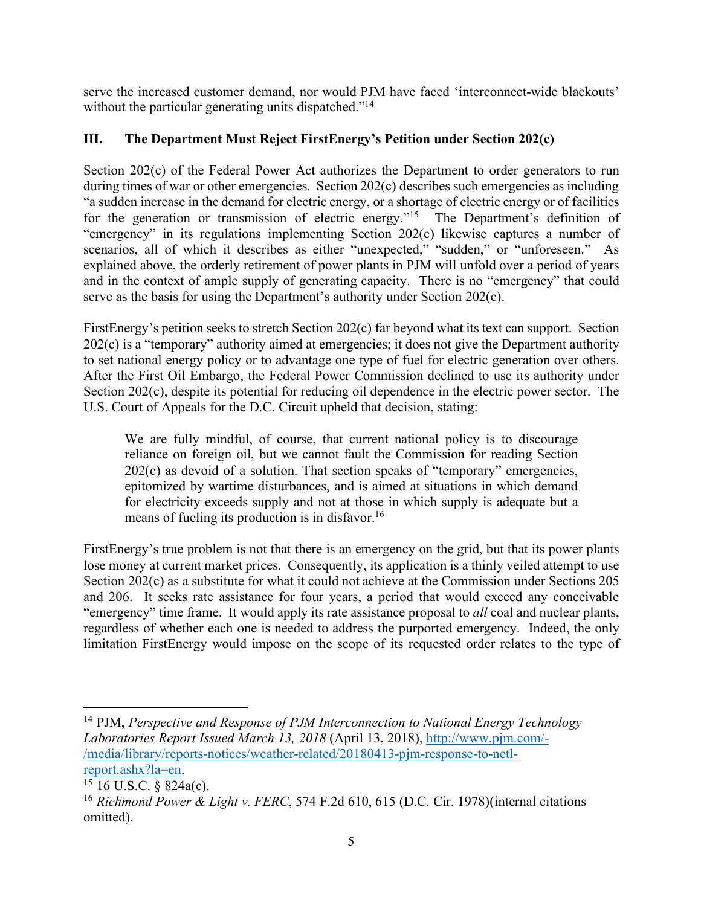serve the increased customer demand, nor would PJM have faced 'interconnect-wide blackouts' without the particular generating units dispatched."[14]

### III. The Department Must Reject FirstEnergy's Petition under Section 202(c)

Section 202(c) of the Federal Power Act authorizes the Department to order generators to run during times of war or other emergencies. Section 202(c) describes such emergencies as including "a sudden increase in the demand for electric energy, or a shortage of electric energy or of facilities for the generation or transmission of electric energy."[15] The Department's definition of "emergency" in its regulations implementing Section 202(c) likewise captures a number of scenarios, all of which it describes as either "unexpected," "sudden," or "unforeseen." As explained above, the orderly retirement of power plants in PJM will unfold over a period of years and in the context of ample supply of generating capacity. There is no "emergency" that could serve as the basis for using the Department's authority under Section 202(c).

FirstEnergy's petition seeks to stretch Section 202(c) far beyond what its text can support. Section 202(c) is a "temporary" authority aimed at emergencies; it does not give the Department authority to set national energy policy or to advantage one type of fuel for electric generation over others. After the First Oil Embargo, the Federal Power Commission declined to use its authority under Section 202(c), despite its potential for reducing oil dependence in the electric power sector. The U.S. Court of Appeals for the D.C. Circuit upheld that decision, stating:

> We are fully mindful, of course, that current national policy is to discourage reliance on foreign oil, but we cannot fault the Commission for reading Section 202(c) as devoid of a solution. That section speaks of "temporary" emergencies, epitomized by wartime disturbances, and is aimed at situations in which demand for electricity exceeds supply and not at those in which supply is adequate but a means of fueling its production is in disfavor.[16]

FirstEnergy's true problem is not that there is an emergency on the grid, but that its power plants lose money at current market prices. Consequently, its application is a thinly veiled attempt to use Section 202(c) as a substitute for what it could not achieve at the Commission under Sections 205 and 206. It seeks rate assistance for four years, a period that would exceed any conceivable "emergency" time frame. It would apply its rate assistance proposal to *all* coal and nuclear plants, regardless of whether each one is needed to address the purported emergency. Indeed, the only limitation FirstEnergy would impose on the scope of its requested order relates to the type of

---

[14] PJM, *Perspective and Response of PJM Interconnection to National Energy Technology Laboratories Report Issued March 13, 2018* (April 13, 2018), [http://www.pjm.com/-/media/library/reports-notices/weather-related/20180413-pjm-response-to-netl-report.ashx?la=en](http://www.pjm.com/-/media/library/reports-notices/weather-related/20180413-pjm-response-to-netl-report.ashx?la=en).

[15] 16 U.S.C. § 824a(c).

[16] *Richmond Power & Light v. FERC*, 574 F.2d 610, 615 (D.C. Cir. 1978)(internal citations omitted).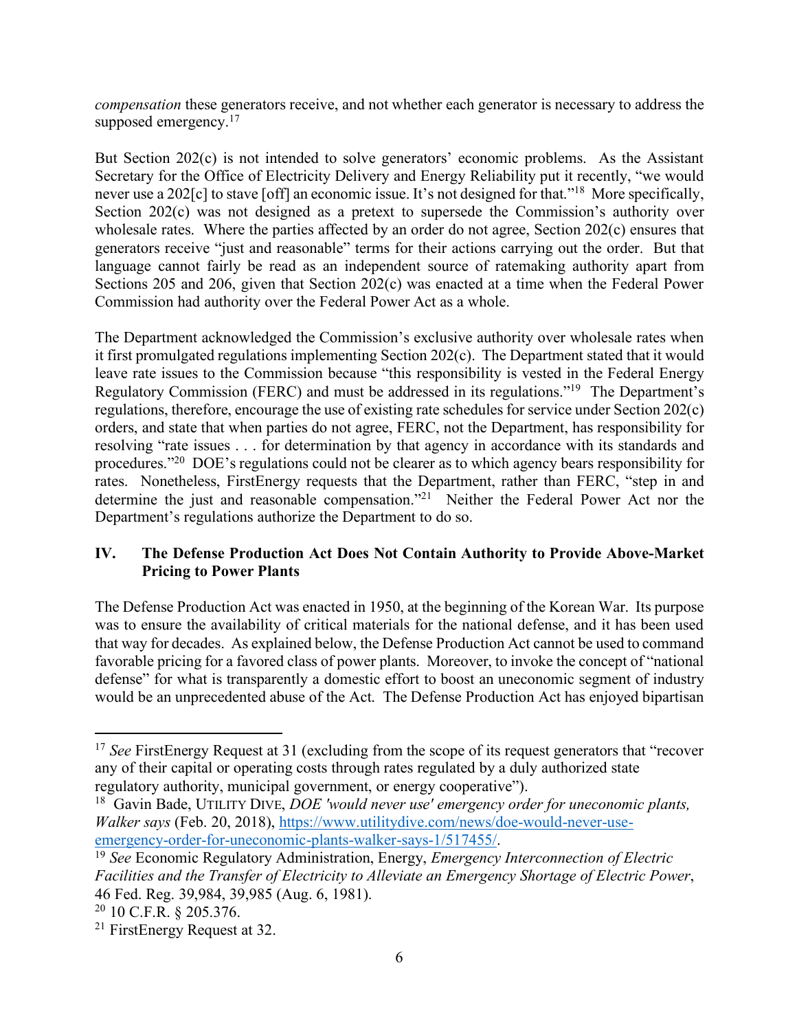*compensation* these generators receive, and not whether each generator is necessary to address the supposed emergency.[17]

But Section 202(c) is not intended to solve generators' economic problems. As the Assistant Secretary for the Office of Electricity Delivery and Energy Reliability put it recently, "we would never use a 202[c] to stave [off] an economic issue. It's not designed for that."[18] More specifically, Section 202(c) was not designed as a pretext to supersede the Commission's authority over wholesale rates. Where the parties affected by an order do not agree, Section 202(c) ensures that generators receive "just and reasonable" terms for their actions carrying out the order. But that language cannot fairly be read as an independent source of ratemaking authority apart from Sections 205 and 206, given that Section 202(c) was enacted at a time when the Federal Power Commission had authority over the Federal Power Act as a whole.

The Department acknowledged the Commission's exclusive authority over wholesale rates when it first promulgated regulations implementing Section 202(c). The Department stated that it would leave rate issues to the Commission because "this responsibility is vested in the Federal Energy Regulatory Commission (FERC) and must be addressed in its regulations."[19] The Department's regulations, therefore, encourage the use of existing rate schedules for service under Section 202(c) orders, and state that when parties do not agree, FERC, not the Department, has responsibility for resolving "rate issues . . . for determination by that agency in accordance with its standards and procedures."[20] DOE's regulations could not be clearer as to which agency bears responsibility for rates. Nonetheless, FirstEnergy requests that the Department, rather than FERC, "step in and determine the just and reasonable compensation."[21] Neither the Federal Power Act nor the Department's regulations authorize the Department to do so.

## IV. The Defense Production Act Does Not Contain Authority to Provide Above-Market Pricing to Power Plants

The Defense Production Act was enacted in 1950, at the beginning of the Korean War. Its purpose was to ensure the availability of critical materials for the national defense, and it has been used that way for decades. As explained below, the Defense Production Act cannot be used to command favorable pricing for a favored class of power plants. Moreover, to invoke the concept of "national defense" for what is transparently a domestic effort to boost an uneconomic segment of industry would be an unprecedented abuse of the Act. The Defense Production Act has enjoyed bipartisan

---

[17] *See* FirstEnergy Request at 31 (excluding from the scope of its request generators that "recover any of their capital or operating costs through rates regulated by a duly authorized state regulatory authority, municipal government, or energy cooperative").

[18] Gavin Bade, UTILITY DIVE, *DOE 'would never use' emergency order for uneconomic plants, Walker says* (Feb. 20, 2018), https://www.utilitydive.com/news/doe-would-never-use-emergency-order-for-uneconomic-plants-walker-says-1/517455/.

[19] *See* Economic Regulatory Administration, Energy, *Emergency Interconnection of Electric Facilities and the Transfer of Electricity to Alleviate an Emergency Shortage of Electric Power*, 46 Fed. Reg. 39,984, 39,985 (Aug. 6, 1981).

[20] 10 C.F.R. § 205.376.

[21] FirstEnergy Request at 32.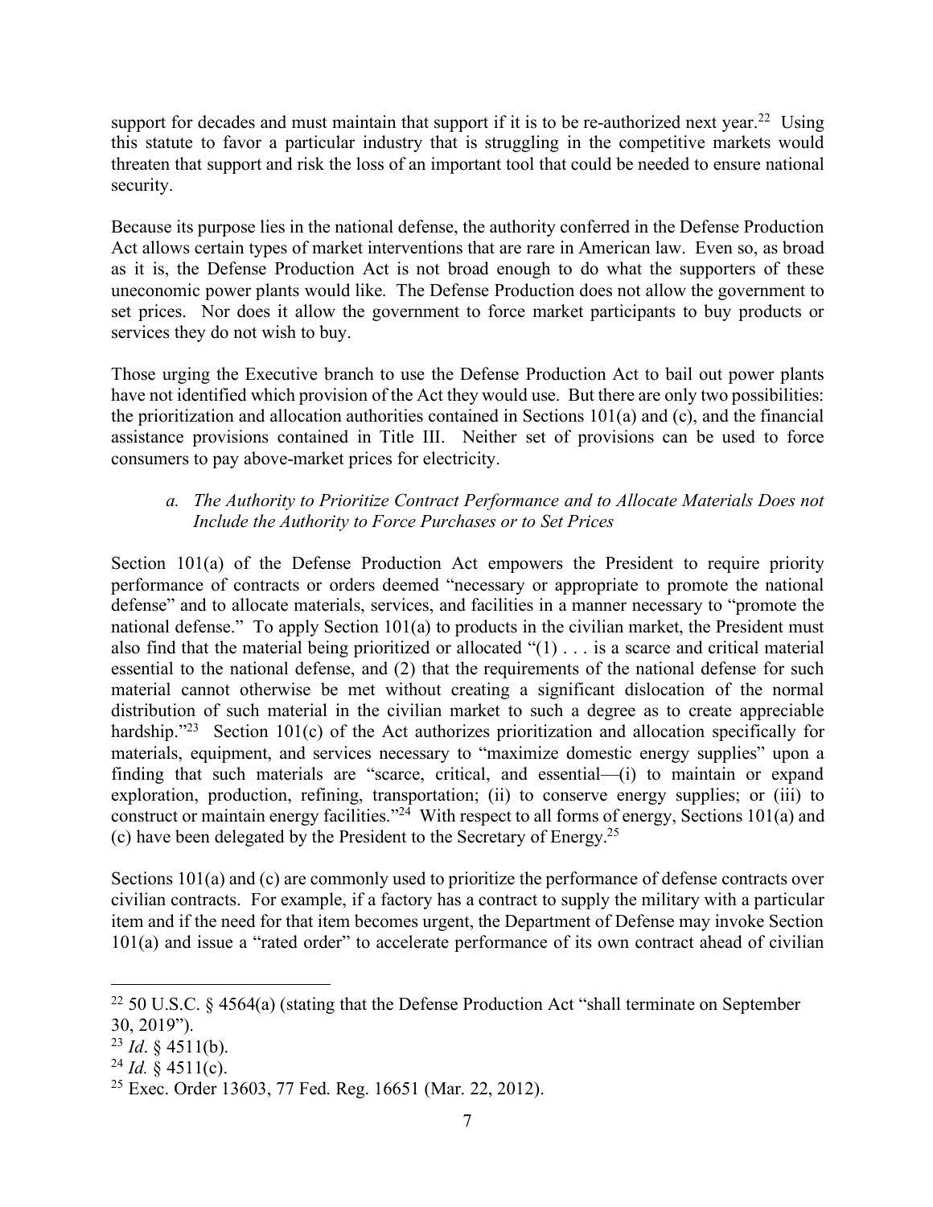support for decades and must maintain that support if it is to be re-authorized next year.[22] Using this statute to favor a particular industry that is struggling in the competitive markets would threaten that support and risk the loss of an important tool that could be needed to ensure national security.

Because its purpose lies in the national defense, the authority conferred in the Defense Production Act allows certain types of market interventions that are rare in American law. Even so, as broad as it is, the Defense Production Act is not broad enough to do what the supporters of these uneconomic power plants would like. The Defense Production does not allow the government to set prices. Nor does it allow the government to force market participants to buy products or services they do not wish to buy.

Those urging the Executive branch to use the Defense Production Act to bail out power plants have not identified which provision of the Act they would use. But there are only two possibilities: the prioritization and allocation authorities contained in Sections 101(a) and (c), and the financial assistance provisions contained in Title III. Neither set of provisions can be used to force consumers to pay above-market prices for electricity.

*a. The Authority to Prioritize Contract Performance and to Allocate Materials Does not Include the Authority to Force Purchases or to Set Prices*

Section 101(a) of the Defense Production Act empowers the President to require priority performance of contracts or orders deemed "necessary or appropriate to promote the national defense" and to allocate materials, services, and facilities in a manner necessary to "promote the national defense." To apply Section 101(a) to products in the civilian market, the President must also find that the material being prioritized or allocated "(1) . . . is a scarce and critical material essential to the national defense, and (2) that the requirements of the national defense for such material cannot otherwise be met without creating a significant dislocation of the normal distribution of such material in the civilian market to such a degree as to create appreciable hardship."[23] Section 101(c) of the Act authorizes prioritization and allocation specifically for materials, equipment, and services necessary to "maximize domestic energy supplies" upon a finding that such materials are "scarce, critical, and essential—(i) to maintain or expand exploration, production, refining, transportation; (ii) to conserve energy supplies; or (iii) to construct or maintain energy facilities."[24] With respect to all forms of energy, Sections 101(a) and (c) have been delegated by the President to the Secretary of Energy.[25]

Sections 101(a) and (c) are commonly used to prioritize the performance of defense contracts over civilian contracts. For example, if a factory has a contract to supply the military with a particular item and if the need for that item becomes urgent, the Department of Defense may invoke Section 101(a) and issue a "rated order" to accelerate performance of its own contract ahead of civilian

---

[22] 50 U.S.C. § 4564(a) (stating that the Defense Production Act "shall terminate on September 30, 2019").

[23] *Id*. § 4511(b).

[24] *Id.* § 4511(c).

[25] Exec. Order 13603, 77 Fed. Reg. 16651 (Mar. 22, 2012).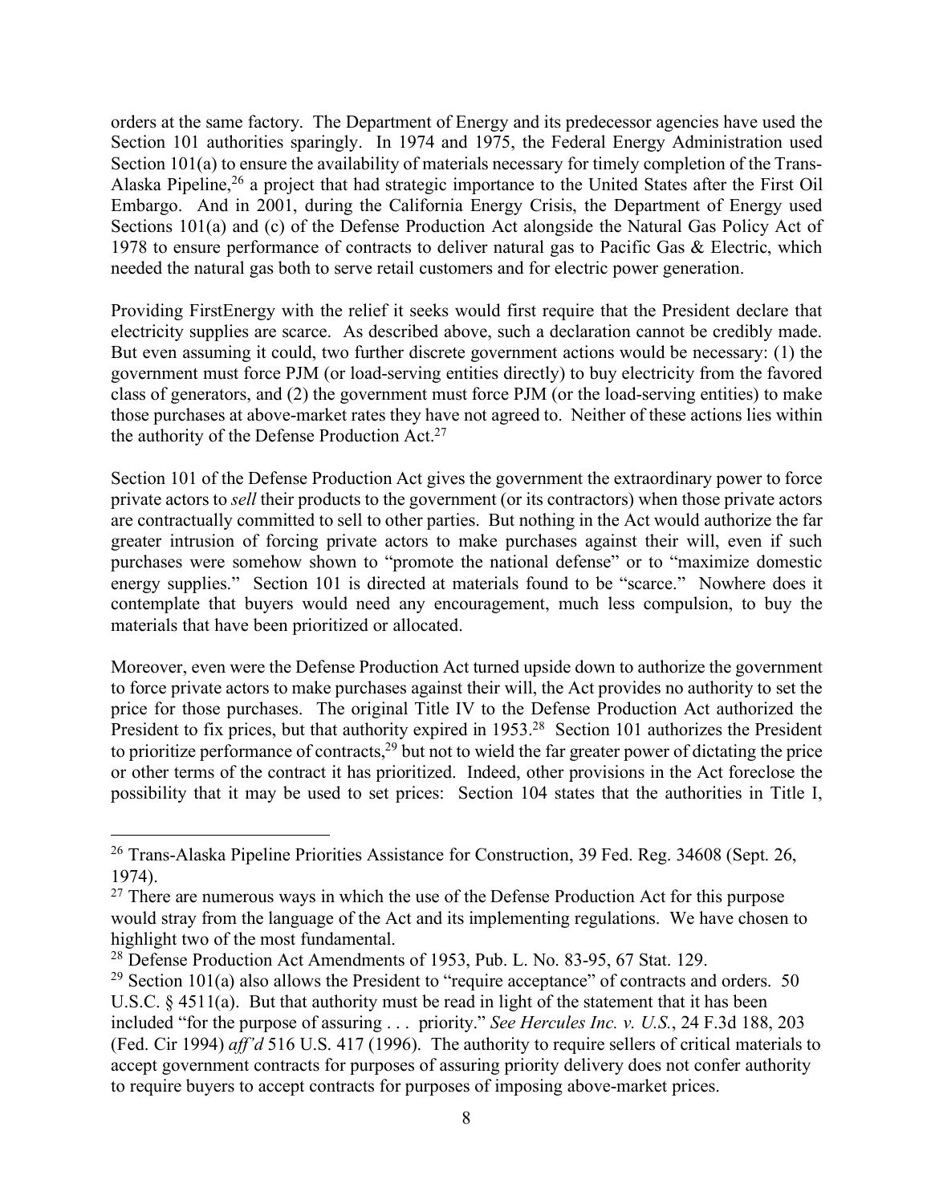orders at the same factory. The Department of Energy and its predecessor agencies have used the Section 101 authorities sparingly. In 1974 and 1975, the Federal Energy Administration used Section 101(a) to ensure the availability of materials necessary for timely completion of the Trans-Alaska Pipeline,[26] a project that had strategic importance to the United States after the First Oil Embargo. And in 2001, during the California Energy Crisis, the Department of Energy used Sections 101(a) and (c) of the Defense Production Act alongside the Natural Gas Policy Act of 1978 to ensure performance of contracts to deliver natural gas to Pacific Gas & Electric, which needed the natural gas both to serve retail customers and for electric power generation.

Providing FirstEnergy with the relief it seeks would first require that the President declare that electricity supplies are scarce. As described above, such a declaration cannot be credibly made. But even assuming it could, two further discrete government actions would be necessary: (1) the government must force PJM (or load-serving entities directly) to buy electricity from the favored class of generators, and (2) the government must force PJM (or the load-serving entities) to make those purchases at above-market rates they have not agreed to. Neither of these actions lies within the authority of the Defense Production Act.[27]

Section 101 of the Defense Production Act gives the government the extraordinary power to force private actors to *sell* their products to the government (or its contractors) when those private actors are contractually committed to sell to other parties. But nothing in the Act would authorize the far greater intrusion of forcing private actors to make purchases against their will, even if such purchases were somehow shown to "promote the national defense" or to "maximize domestic energy supplies." Section 101 is directed at materials found to be "scarce." Nowhere does it contemplate that buyers would need any encouragement, much less compulsion, to buy the materials that have been prioritized or allocated.

Moreover, even were the Defense Production Act turned upside down to authorize the government to force private actors to make purchases against their will, the Act provides no authority to set the price for those purchases. The original Title IV to the Defense Production Act authorized the President to fix prices, but that authority expired in 1953.[28] Section 101 authorizes the President to prioritize performance of contracts,[29] but not to wield the far greater power of dictating the price or other terms of the contract it has prioritized. Indeed, other provisions in the Act foreclose the possibility that it may be used to set prices: Section 104 states that the authorities in Title I,

---

[26] Trans-Alaska Pipeline Priorities Assistance for Construction, 39 Fed. Reg. 34608 (Sept. 26, 1974).

[27] There are numerous ways in which the use of the Defense Production Act for this purpose would stray from the language of the Act and its implementing regulations. We have chosen to highlight two of the most fundamental.

[28] Defense Production Act Amendments of 1953, Pub. L. No. 83-95, 67 Stat. 129.

[29] Section 101(a) also allows the President to "require acceptance" of contracts and orders. 50 U.S.C. § 4511(a). But that authority must be read in light of the statement that it has been included "for the purpose of assuring . . . priority." *See Hercules Inc. v. U.S.*, 24 F.3d 188, 203 (Fed. Cir 1994) *aff'd* 516 U.S. 417 (1996). The authority to require sellers of critical materials to accept government contracts for purposes of assuring priority delivery does not confer authority to require buyers to accept contracts for purposes of imposing above-market prices.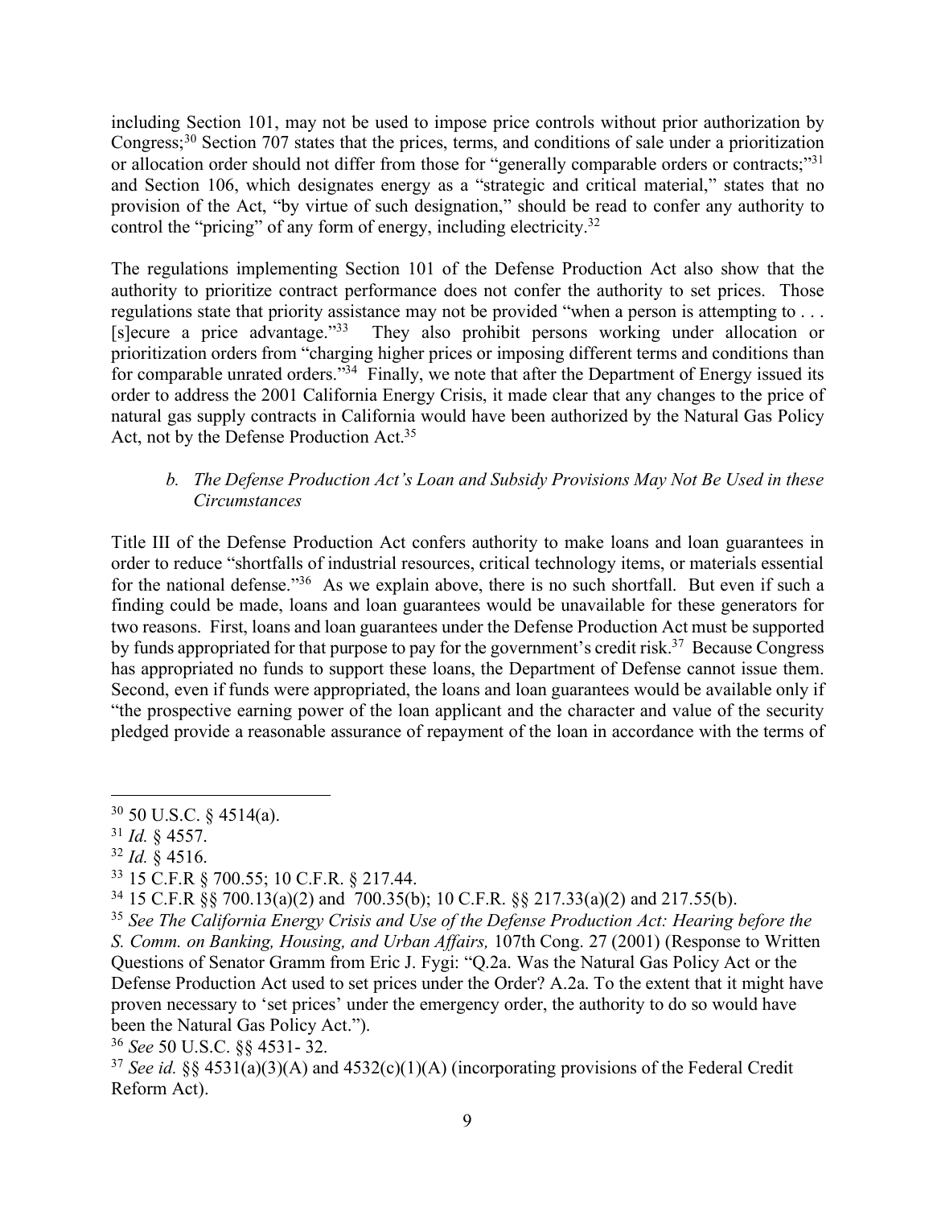including Section 101, may not be used to impose price controls without prior authorization by Congress;[30] Section 707 states that the prices, terms, and conditions of sale under a prioritization or allocation order should not differ from those for "generally comparable orders or contracts;"[31] and Section 106, which designates energy as a "strategic and critical material," states that no provision of the Act, "by virtue of such designation," should be read to confer any authority to control the "pricing" of any form of energy, including electricity.[32]

The regulations implementing Section 101 of the Defense Production Act also show that the authority to prioritize contract performance does not confer the authority to set prices. Those regulations state that priority assistance may not be provided "when a person is attempting to . . . [s]ecure a price advantage."[33] They also prohibit persons working under allocation or prioritization orders from "charging higher prices or imposing different terms and conditions than for comparable unrated orders."[34] Finally, we note that after the Department of Energy issued its order to address the 2001 California Energy Crisis, it made clear that any changes to the price of natural gas supply contracts in California would have been authorized by the Natural Gas Policy Act, not by the Defense Production Act.[35]

### *b. The Defense Production Act's Loan and Subsidy Provisions May Not Be Used in these Circumstances*

Title III of the Defense Production Act confers authority to make loans and loan guarantees in order to reduce "shortfalls of industrial resources, critical technology items, or materials essential for the national defense."[36] As we explain above, there is no such shortfall. But even if such a finding could be made, loans and loan guarantees would be unavailable for these generators for two reasons. First, loans and loan guarantees under the Defense Production Act must be supported by funds appropriated for that purpose to pay for the government's credit risk.[37] Because Congress has appropriated no funds to support these loans, the Department of Defense cannot issue them. Second, even if funds were appropriated, the loans and loan guarantees would be available only if "the prospective earning power of the loan applicant and the character and value of the security pledged provide a reasonable assurance of repayment of the loan in accordance with the terms of

---

[30] 50 U.S.C. § 4514(a).

[31] *Id.* § 4557.

[32] *Id.* § 4516.

[33] 15 C.F.R § 700.55; 10 C.F.R. § 217.44.

[34] 15 C.F.R §§ 700.13(a)(2) and 700.35(b); 10 C.F.R. §§ 217.33(a)(2) and 217.55(b).

[35] *See The California Energy Crisis and Use of the Defense Production Act: Hearing before the S. Comm. on Banking, Housing, and Urban Affairs,* 107th Cong. 27 (2001) (Response to Written Questions of Senator Gramm from Eric J. Fygi: "Q.2a. Was the Natural Gas Policy Act or the Defense Production Act used to set prices under the Order? A.2a. To the extent that it might have proven necessary to 'set prices' under the emergency order, the authority to do so would have been the Natural Gas Policy Act.").

[36] *See* 50 U.S.C. §§ 4531- 32.

[37] *See id.* §§ 4531(a)(3)(A) and 4532(c)(1)(A) (incorporating provisions of the Federal Credit Reform Act).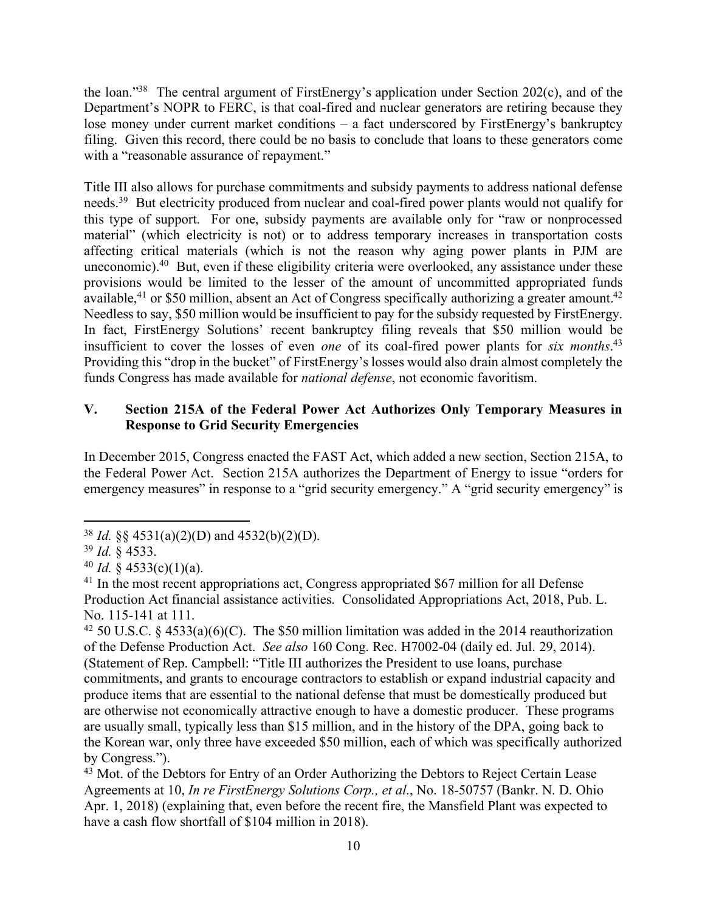the loan."[38] The central argument of FirstEnergy's application under Section 202(c), and of the Department's NOPR to FERC, is that coal-fired and nuclear generators are retiring because they lose money under current market conditions – a fact underscored by FirstEnergy's bankruptcy filing. Given this record, there could be no basis to conclude that loans to these generators come with a "reasonable assurance of repayment."

Title III also allows for purchase commitments and subsidy payments to address national defense needs.[39] But electricity produced from nuclear and coal-fired power plants would not qualify for this type of support. For one, subsidy payments are available only for "raw or nonprocessed material" (which electricity is not) or to address temporary increases in transportation costs affecting critical materials (which is not the reason why aging power plants in PJM are uneconomic).[40] But, even if these eligibility criteria were overlooked, any assistance under these provisions would be limited to the lesser of the amount of uncommitted appropriated funds available,[41] or $50 million, absent an Act of Congress specifically authorizing a greater amount.[42] Needless to say, $50 million would be insufficient to pay for the subsidy requested by FirstEnergy. In fact, FirstEnergy Solutions' recent bankruptcy filing reveals that $50 million would be insufficient to cover the losses of even *one* of its coal-fired power plants for *six months*.[43] Providing this "drop in the bucket" of FirstEnergy's losses would also drain almost completely the funds Congress has made available for *national defense*, not economic favoritism.

## V. Section 215A of the Federal Power Act Authorizes Only Temporary Measures in Response to Grid Security Emergencies

In December 2015, Congress enacted the FAST Act, which added a new section, Section 215A, to the Federal Power Act. Section 215A authorizes the Department of Energy to issue "orders for emergency measures" in response to a "grid security emergency." A "grid security emergency" is

---

[38] *Id.* §§ 4531(a)(2)(D) and 4532(b)(2)(D).

[39] *Id.* § 4533.

[40] *Id.* § 4533(c)(1)(a).

[41] In the most recent appropriations act, Congress appropriated $67 million for all Defense Production Act financial assistance activities. Consolidated Appropriations Act, 2018, Pub. L. No. 115-141 at 111.

[42] 50 U.S.C. § 4533(a)(6)(C). The $50 million limitation was added in the 2014 reauthorization of the Defense Production Act. *See also* 160 Cong. Rec. H7002-04 (daily ed. Jul. 29, 2014). (Statement of Rep. Campbell: "Title III authorizes the President to use loans, purchase commitments, and grants to encourage contractors to establish or expand industrial capacity and produce items that are essential to the national defense that must be domestically produced but are otherwise not economically attractive enough to have a domestic producer. These programs are usually small, typically less than $15 million, and in the history of the DPA, going back to the Korean war, only three have exceeded $50 million, each of which was specifically authorized by Congress.").

[43] Mot. of the Debtors for Entry of an Order Authorizing the Debtors to Reject Certain Lease Agreements at 10, *In re FirstEnergy Solutions Corp., et al.*, No. 18-50757 (Bankr. N. D. Ohio Apr. 1, 2018) (explaining that, even before the recent fire, the Mansfield Plant was expected to have a cash flow shortfall of $104 million in 2018).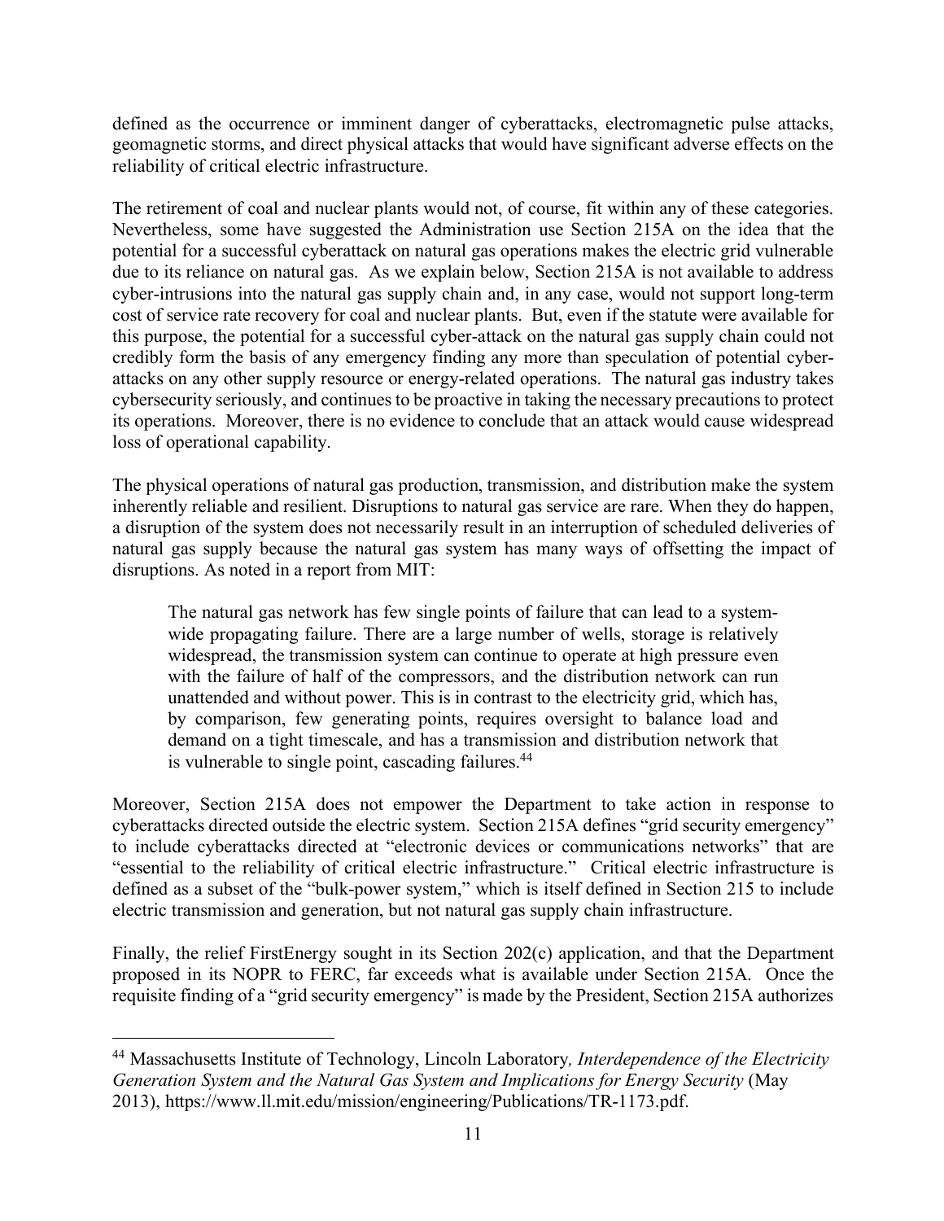defined as the occurrence or imminent danger of cyberattacks, electromagnetic pulse attacks, geomagnetic storms, and direct physical attacks that would have significant adverse effects on the reliability of critical electric infrastructure.

The retirement of coal and nuclear plants would not, of course, fit within any of these categories. Nevertheless, some have suggested the Administration use Section 215A on the idea that the potential for a successful cyberattack on natural gas operations makes the electric grid vulnerable due to its reliance on natural gas. As we explain below, Section 215A is not available to address cyber-intrusions into the natural gas supply chain and, in any case, would not support long-term cost of service rate recovery for coal and nuclear plants. But, even if the statute were available for this purpose, the potential for a successful cyber-attack on the natural gas supply chain could not credibly form the basis of any emergency finding any more than speculation of potential cyber-attacks on any other supply resource or energy-related operations. The natural gas industry takes cybersecurity seriously, and continues to be proactive in taking the necessary precautions to protect its operations. Moreover, there is no evidence to conclude that an attack would cause widespread loss of operational capability.

The physical operations of natural gas production, transmission, and distribution make the system inherently reliable and resilient. Disruptions to natural gas service are rare. When they do happen, a disruption of the system does not necessarily result in an interruption of scheduled deliveries of natural gas supply because the natural gas system has many ways of offsetting the impact of disruptions. As noted in a report from MIT:

> The natural gas network has few single points of failure that can lead to a system-wide propagating failure. There are a large number of wells, storage is relatively widespread, the transmission system can continue to operate at high pressure even with the failure of half of the compressors, and the distribution network can run unattended and without power. This is in contrast to the electricity grid, which has, by comparison, few generating points, requires oversight to balance load and demand on a tight timescale, and has a transmission and distribution network that is vulnerable to single point, cascading failures.[44]

Moreover, Section 215A does not empower the Department to take action in response to cyberattacks directed outside the electric system. Section 215A defines "grid security emergency" to include cyberattacks directed at "electronic devices or communications networks" that are "essential to the reliability of critical electric infrastructure." Critical electric infrastructure is defined as a subset of the "bulk-power system," which is itself defined in Section 215 to include electric transmission and generation, but not natural gas supply chain infrastructure.

Finally, the relief FirstEnergy sought in its Section 202(c) application, and that the Department proposed in its NOPR to FERC, far exceeds what is available under Section 215A. Once the requisite finding of a "grid security emergency" is made by the President, Section 215A authorizes

---

[44] Massachusetts Institute of Technology, Lincoln Laboratory*, Interdependence of the Electricity Generation System and the Natural Gas System and Implications for Energy Security* (May 2013), https://www.ll.mit.edu/mission/engineering/Publications/TR-1173.pdf.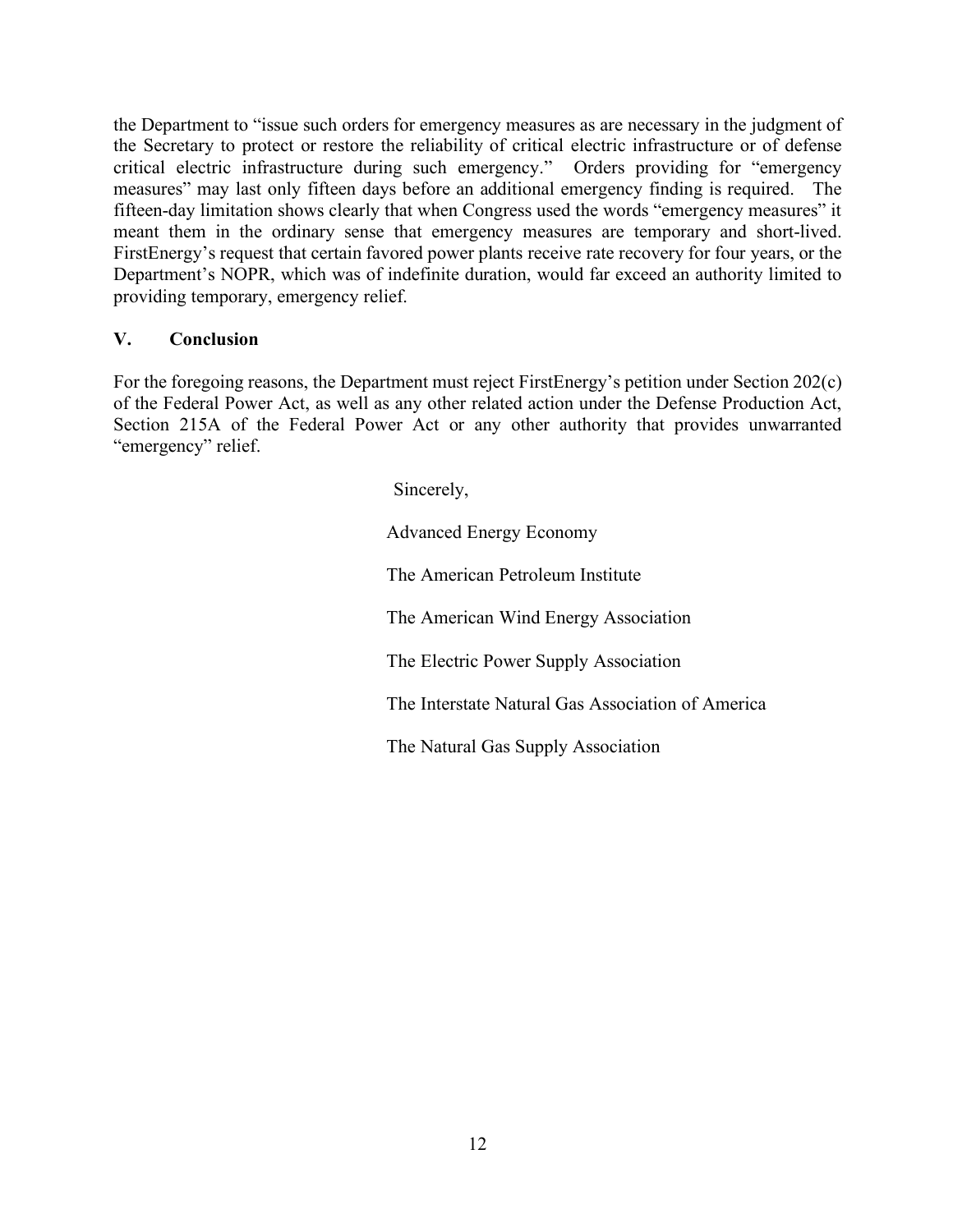the Department to "issue such orders for emergency measures as are necessary in the judgment of the Secretary to protect or restore the reliability of critical electric infrastructure or of defense critical electric infrastructure during such emergency." Orders providing for "emergency measures" may last only fifteen days before an additional emergency finding is required. The fifteen-day limitation shows clearly that when Congress used the words "emergency measures" it meant them in the ordinary sense that emergency measures are temporary and short-lived. FirstEnergy's request that certain favored power plants receive rate recovery for four years, or the Department's NOPR, which was of indefinite duration, would far exceed an authority limited to providing temporary, emergency relief.

## V. Conclusion

For the foregoing reasons, the Department must reject FirstEnergy's petition under Section 202(c) of the Federal Power Act, as well as any other related action under the Defense Production Act, Section 215A of the Federal Power Act or any other authority that provides unwarranted "emergency" relief.

Sincerely,

Advanced Energy Economy

The American Petroleum Institute

The American Wind Energy Association

The Electric Power Supply Association

The Interstate Natural Gas Association of America

The Natural Gas Supply Association